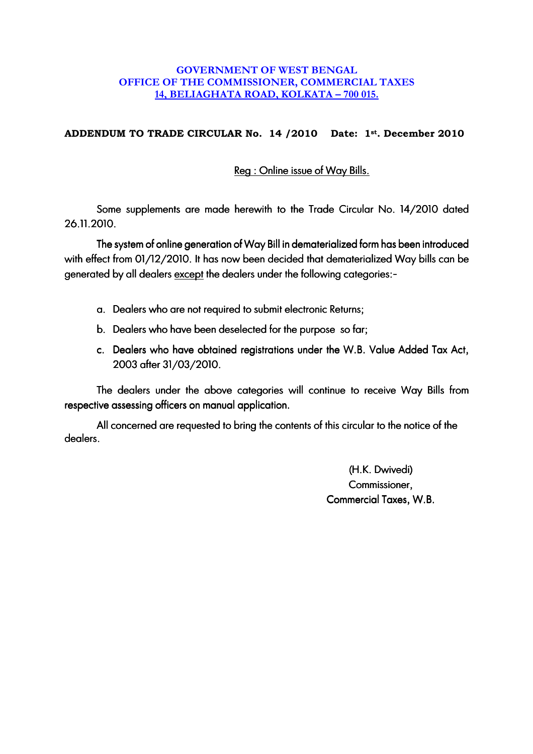**GOVERNMENT OF WEST BENGAL**
**OFFICE OF THE COMMISSIONER, COMMERCIAL TAXES**
**14, BELIAGHATA ROAD, KOLKATA – 700 015.**

**ADDENDUM TO TRADE CIRCULAR No. 14 /2010 Date: 1st. December 2010**

Reg : Online issue of Way Bills.

Some supplements are made herewith to the Trade Circular No. 14/2010 dated 26.11.2010.

The system of online generation of Way Bill in dematerialized form has been introduced with effect from 01/12/2010. It has now been decided that dematerialized Way bills can be generated by all dealers except the dealers under the following categories:-

a. Dealers who are not required to submit electronic Returns;
b. Dealers who have been deselected for the purpose so far;
c. Dealers who have obtained registrations under the W.B. Value Added Tax Act, 2003 after 31/03/2010.

The dealers under the above categories will continue to receive Way Bills from respective assessing officers on manual application.

All concerned are requested to bring the contents of this circular to the notice of the dealers.

(H.K. Dwivedi)
Commissioner,
Commercial Taxes, W.B.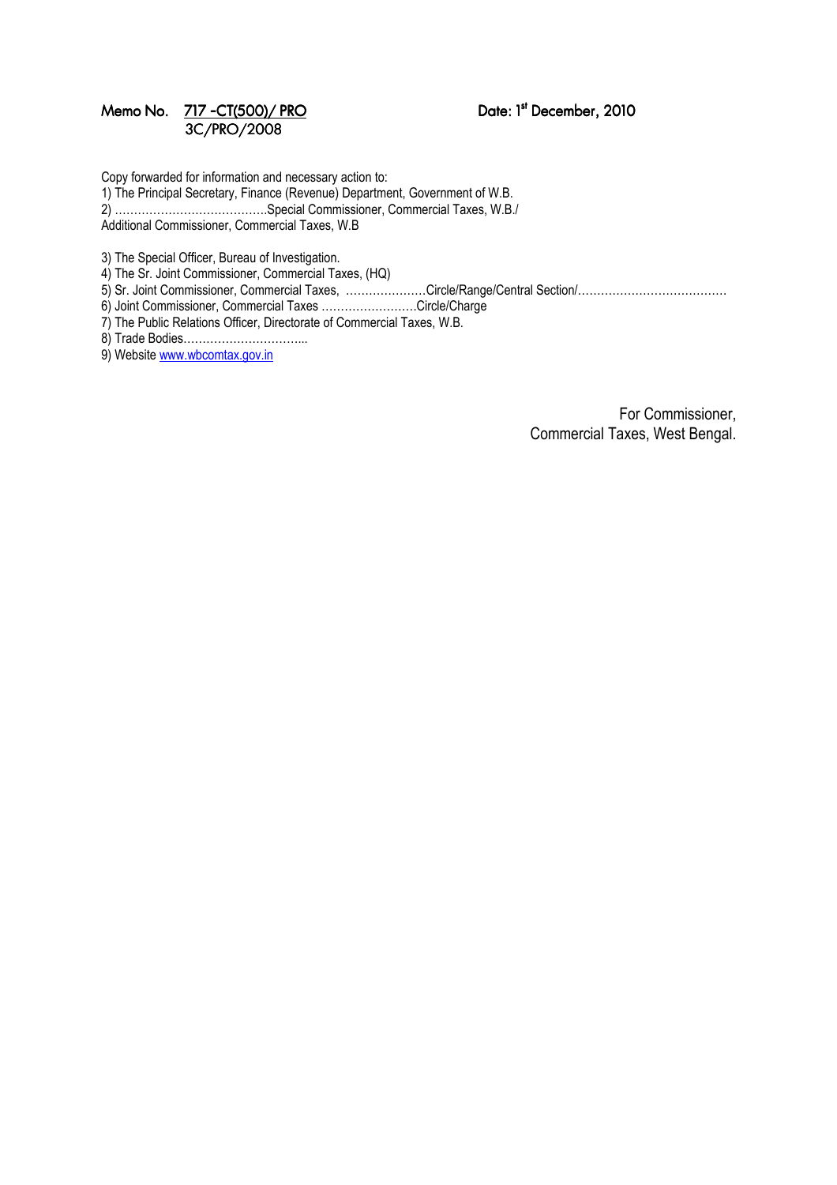**Memo No. 717 -CT(500)/ PRO**
**3C/PRO/2008**

**Date: 1st December, 2010**

Copy forwarded for information and necessary action to:

1) The Principal Secretary, Finance (Revenue) Department, Government of W.B.
2) ………………………………….Special Commissioner, Commercial Taxes, W.B./ Additional Commissioner, Commercial Taxes, W.B
3) The Special Officer, Bureau of Investigation.
4) The Sr. Joint Commissioner, Commercial Taxes, (HQ)
5) Sr. Joint Commissioner, Commercial Taxes, …………………Circle/Range/Central Section/…………………………………
6) Joint Commissioner, Commercial Taxes ……………………Circle/Charge
7) The Public Relations Officer, Directorate of Commercial Taxes, W.B.
8) Trade Bodies…………………………...
9) Website www.wbcomtax.gov.in

For Commissioner,
Commercial Taxes, West Bengal.